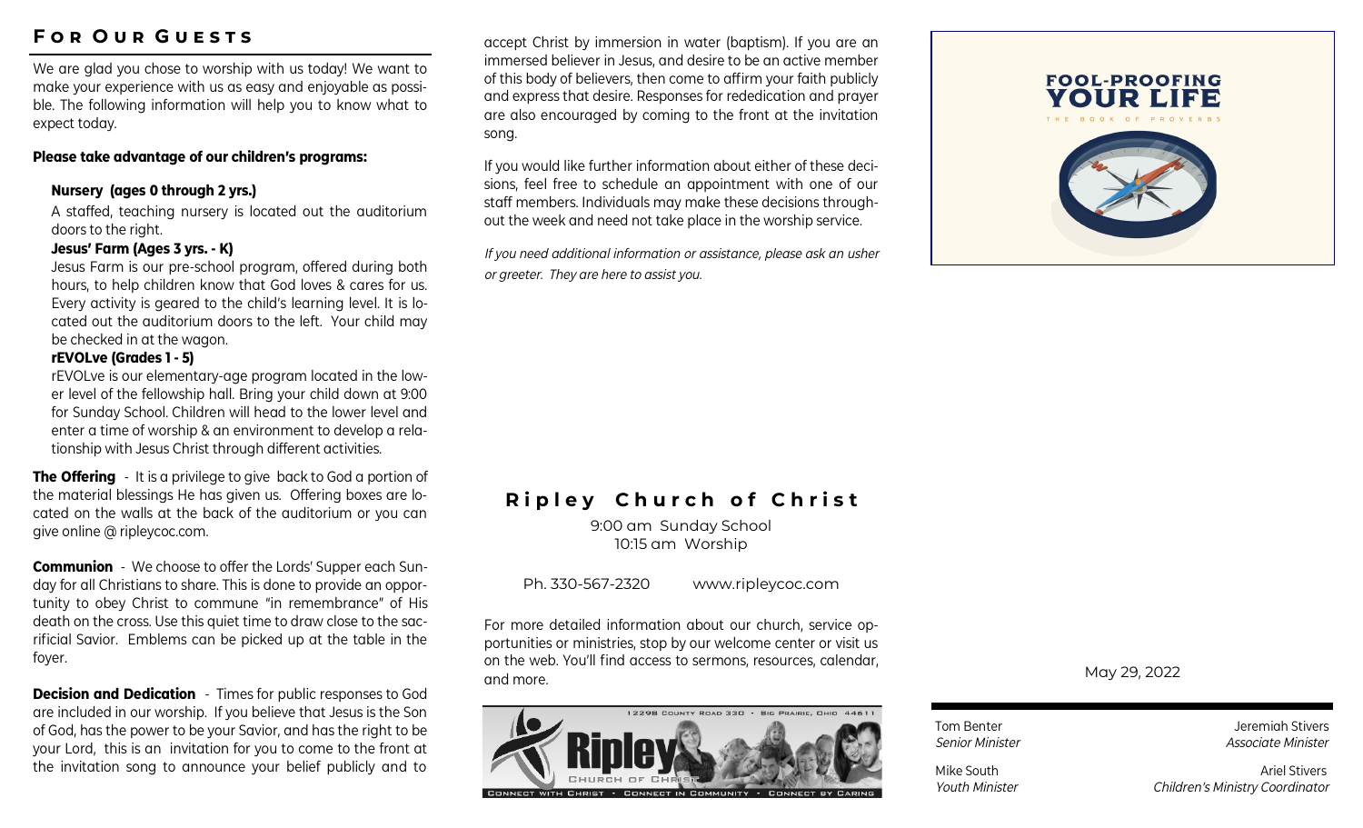## For Our Guests

We are glad you chose to worship with us today! We want to make your experience with us as easy and enjoyable as possible. The following information will help you to know what to expect today.

**Please take advantage of our children's programs:**

**Nursery (ages 0 through 2 yrs.)**

A staffed, teaching nursery is located out the auditorium doors to the right.

**Jesus' Farm (Ages 3 yrs. - K)**

Jesus Farm is our pre-school program, offered during both hours, to help children know that God loves & cares for us. Every activity is geared to the child's learning level. It is located out the auditorium doors to the left. Your child may be checked in at the wagon.

**rEVOLve (Grades 1 - 5)**

rEVOLve is our elementary-age program located in the lower level of the fellowship hall. Bring your child down at 9:00 for Sunday School. Children will head to the lower level and enter a time of worship & an environment to develop a relationship with Jesus Christ through different activities.

**The Offering** - It is a privilege to give back to God a portion of the material blessings He has given us. Offering boxes are located on the walls at the back of the auditorium or you can give online @ ripleycoc.com.

**Communion** - We choose to offer the Lords' Supper each Sunday for all Christians to share. This is done to provide an opportunity to obey Christ to commune "in remembrance" of His death on the cross. Use this quiet time to draw close to the sacrificial Savior. Emblems can be picked up at the table in the foyer.

**Decision and Dedication** - Times for public responses to God are included in our worship. If you believe that Jesus is the Son of God, has the power to be your Savior, and has the right to be your Lord, this is an invitation for you to come to the front at the invitation song to announce your belief publicly and to accept Christ by immersion in water (baptism). If you are an immersed believer in Jesus, and desire to be an active member of this body of believers, then come to affirm your faith publicly and express that desire. Responses for rededication and prayer are also encouraged by coming to the front at the invitation song.

If you would like further information about either of these decisions, feel free to schedule an appointment with one of our staff members. Individuals may make these decisions throughout the week and need not take place in the worship service.

*If you need additional information or assistance, please ask an usher or greeter. They are here to assist you.*

## Ripley Church of Christ

9:00 am Sunday School
10:15 am Worship

Ph. 330-567-2320 www.ripleycoc.com

For more detailed information about our church, service opportunities or ministries, stop by our welcome center or visit us on the web. You'll find access to sermons, resources, calendar, and more.

12298 County Road 330 · Big Prairie, Ohio 44611

Ripley Church of Christ

Connect with Christ · Connect in Community · Connect by Caring

# FOOL-PROOFING YOUR LIFE

THE BOOK OF PROVERBS

May 29, 2022

Tom Benter
*Senior Minister*

Jeremiah Stivers
*Associate Minister*

Mike South
*Youth Minister*

Ariel Stivers
*Children's Ministry Coordinator*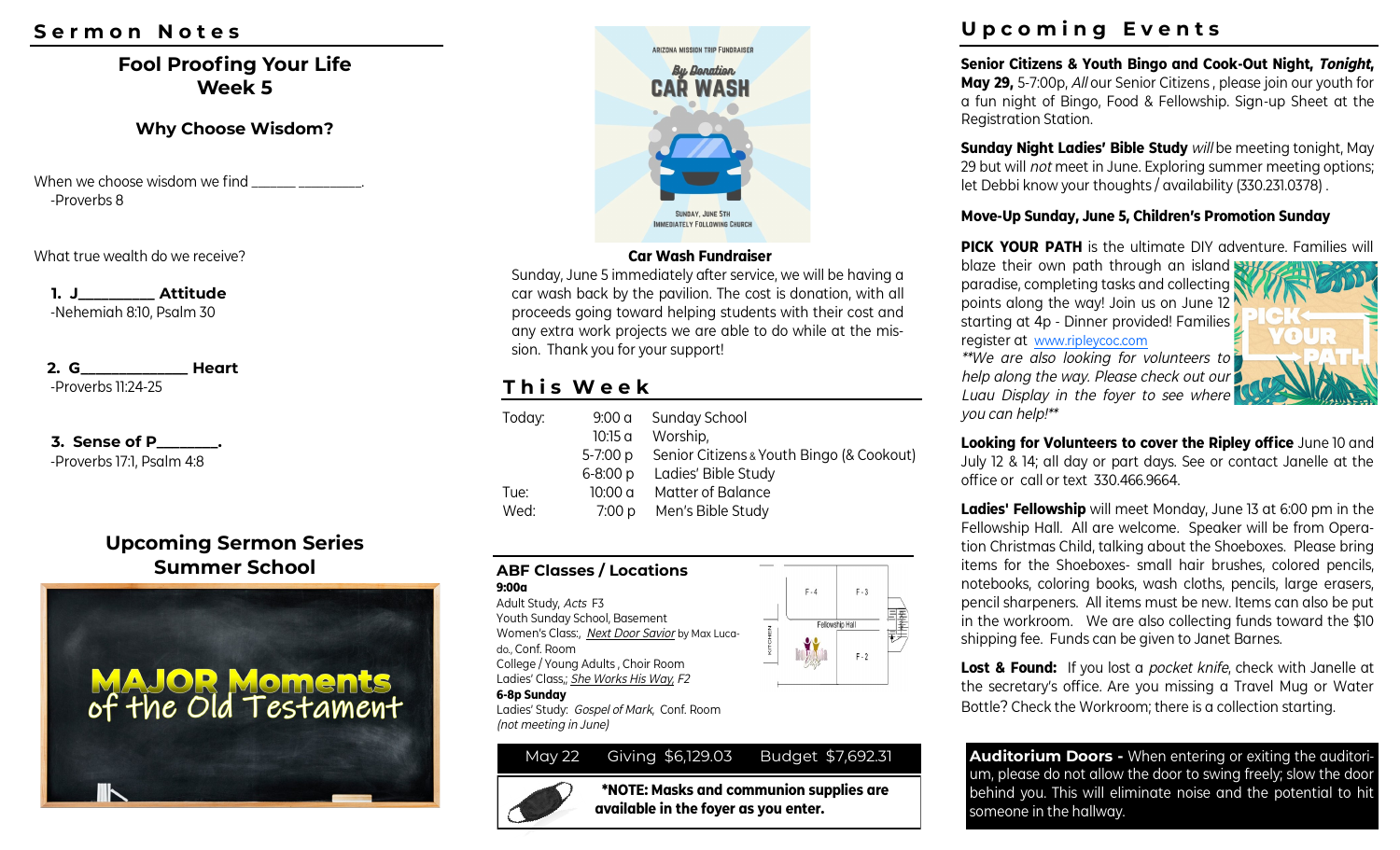## Sermon Notes

### Fool Proofing Your Life
### Week 5

### Why Choose Wisdom?

When we choose wisdom we find ______ _________.
-Proverbs 8

What true wealth do we receive?

**1. J_________ Attitude**
-Nehemiah 8:10, Psalm 30

**2. G_____________ Heart**
-Proverbs 11:24-25

**3. Sense of P_______.**
-Proverbs 17:1, Psalm 4:8

### Upcoming Sermon Series
### Summer School

MAJOR Moments of the Old Testament

ARIZONA MISSION TRIP FUNDRAISER
By Donation
CAR WASH
SUNDAY, JUNE 5TH
IMMEDIATELY FOLLOWING CHURCH

**Car Wash Fundraiser**

Sunday, June 5 immediately after service, we will be having a car wash back by the pavilion. The cost is donation, with all proceeds going toward helping students with their cost and any extra work projects we are able to do while at the mission. Thank you for your support!

## This Week

| | | |
|---|---|---|
| Today: | 9:00 a | Sunday School |
| | 10:15 a | Worship, |
| | 5-7:00 p | Senior Citizens & Youth Bingo (& Cookout) |
| | 6-8:00 p | Ladies' Bible Study |
| Tue: | 10:00 a | Matter of Balance |
| Wed: | 7:00 p | Men's Bible Study |

### ABF Classes / Locations

**9:00a**
Adult Study, *Acts* F3
Youth Sunday School, Basement
Women's Class:, *Next Door Savior* by Max Lucado, Conf. Room
College / Young Adults , Choir Room
Ladies' Class:, *She Works His Way,* F2
**6-8p Sunday**
Ladies' Study: *Gospel of Mark*, Conf. Room
*(not meeting in June)*

F - 4 F - 3 Fellowship Hall KITCHEN F - 2

May 22 Giving $6,129.03 Budget $7,692.31

**\*NOTE: Masks and communion supplies are available in the foyer as you enter.**

## Upcoming Events

**Senior Citizens & Youth Bingo and Cook-Out Night, *Tonight*, May 29,** 5-7:00p, *All* our Senior Citizens , please join our youth for a fun night of Bingo, Food & Fellowship. Sign-up Sheet at the Registration Station.

**Sunday Night Ladies' Bible Study** *will* be meeting tonight, May 29 but will *not* meet in June. Exploring summer meeting options; let Debbi know your thoughts / availability (330.231.0378) .

**Move-Up Sunday, June 5, Children's Promotion Sunday**

**PICK YOUR PATH** is the ultimate DIY adventure. Families will blaze their own path through an island paradise, completing tasks and collecting points along the way! Join us on June 12 starting at 4p - Dinner provided! Families register at www.ripleycoc.com
*\*\*We are also looking for volunteers to help along the way. Please check out our Luau Display in the foyer to see where you can help!\*\**

**Looking for Volunteers to cover the Ripley office** June 10 and July 12 & 14; all day or part days. See or contact Janelle at the office or call or text 330.466.9664.

**Ladies' Fellowship** will meet Monday, June 13 at 6:00 pm in the Fellowship Hall. All are welcome. Speaker will be from Operation Christmas Child, talking about the Shoeboxes. Please bring items for the Shoeboxes- small hair brushes, colored pencils, notebooks, coloring books, wash cloths, pencils, large erasers, pencil sharpeners. All items must be new. Items can also be put in the workroom. We are also collecting funds toward the $10 shipping fee. Funds can be given to Janet Barnes.

**Lost & Found:** If you lost a *pocket knife*, check with Janelle at the secretary's office. Are you missing a Travel Mug or Water Bottle? Check the Workroom; there is a collection starting.

**Auditorium Doors -** When entering or exiting the auditorium, please do not allow the door to swing freely; slow the door behind you. This will eliminate noise and the potential to hit someone in the hallway.